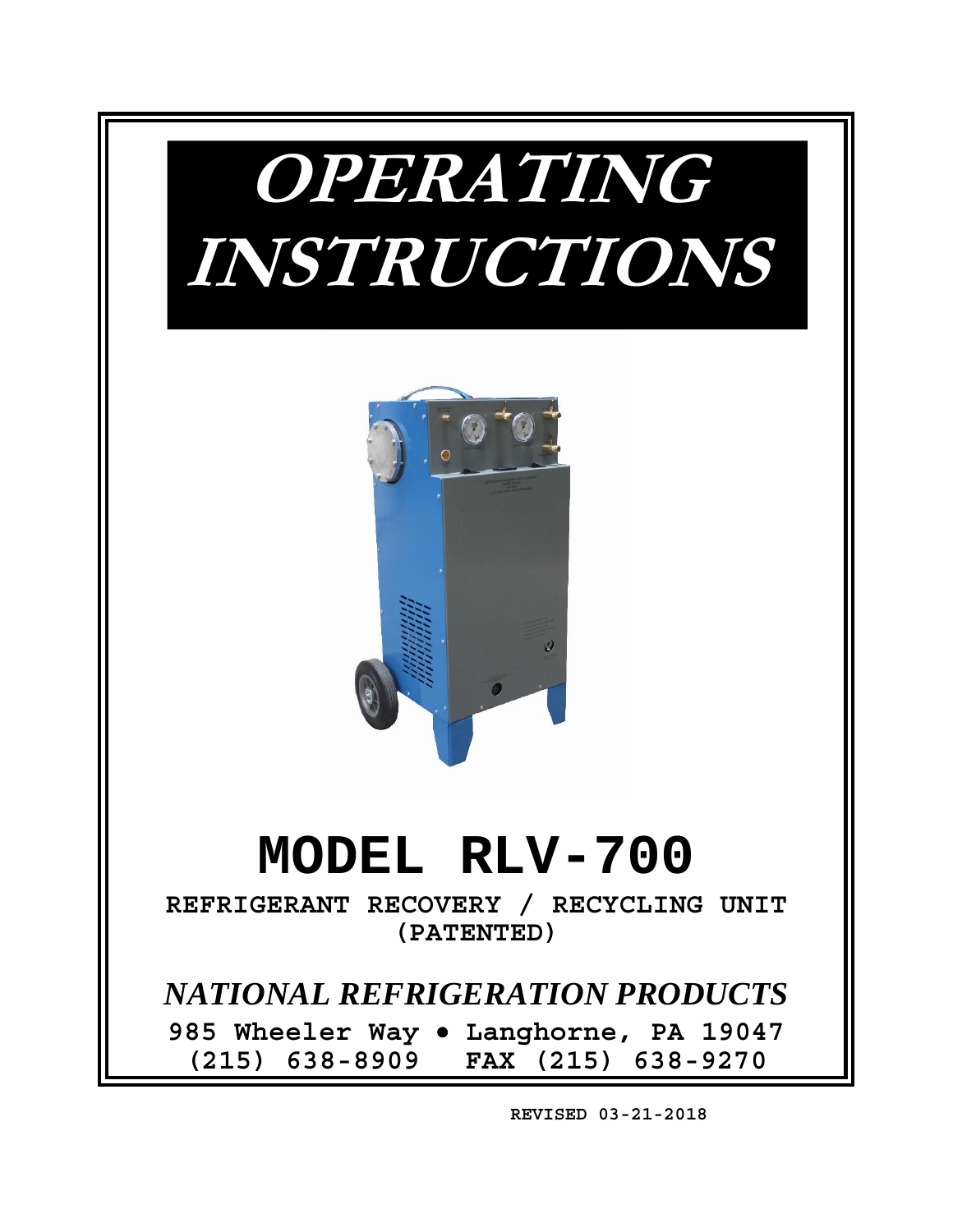# OPERATING INSTRUCTIONS

# MODEL RLV-700

**REFRIGERANT RECOVERY / RECYCLING UNIT (PATENTED)**

*NATIONAL REFRIGERATION PRODUCTS*

**985 Wheeler Way • Langhorne, PA 19047**
**(215) 638-8909 FAX (215) 638-9270**

**REVISED 03-21-2018**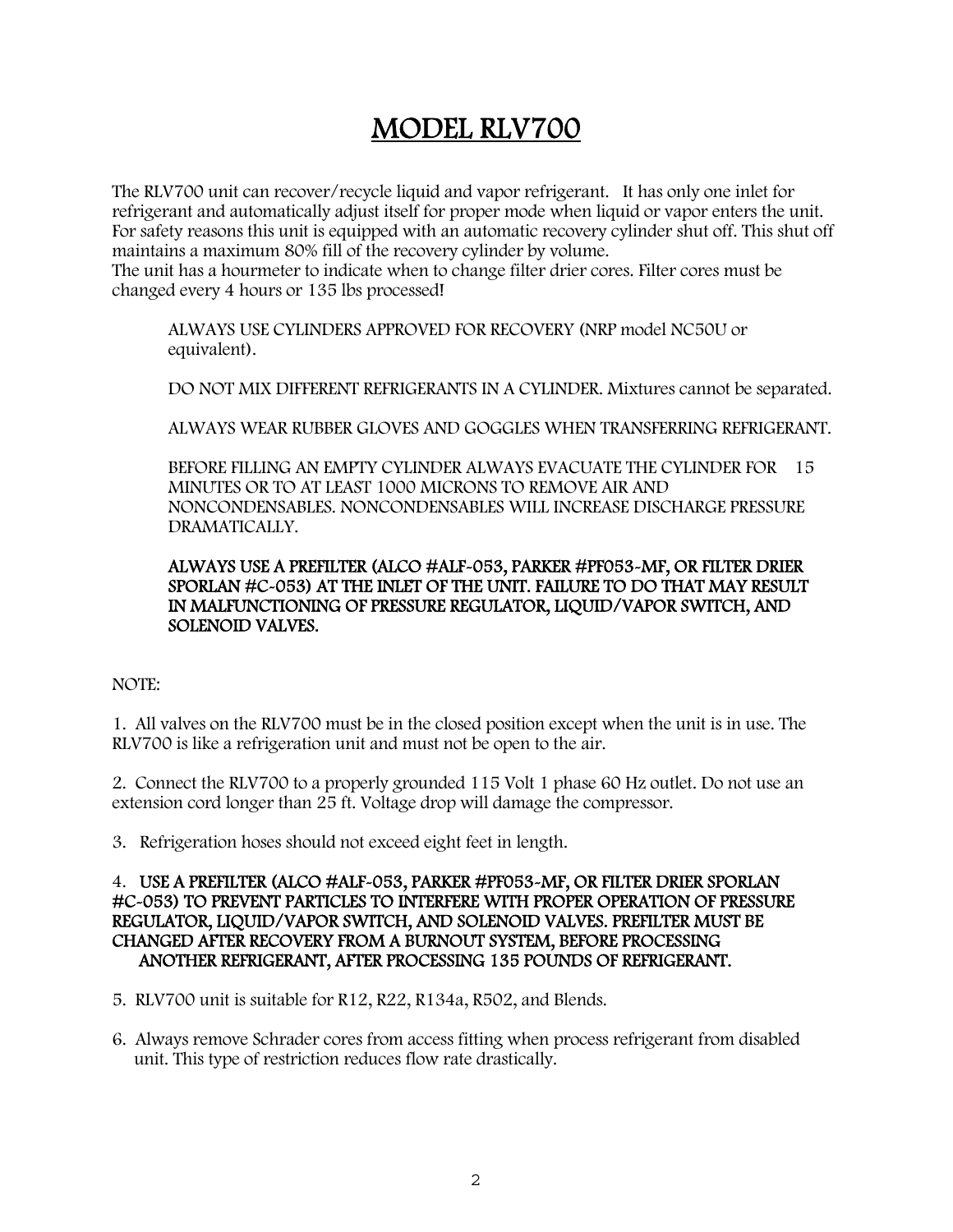# MODEL RLV700

The RLV700 unit can recover/recycle liquid and vapor refrigerant. It has only one inlet for refrigerant and automatically adjust itself for proper mode when liquid or vapor enters the unit. For safety reasons this unit is equipped with an automatic recovery cylinder shut off. This shut off maintains a maximum 80% fill of the recovery cylinder by volume.
The unit has a hourmeter to indicate when to change filter drier cores. Filter cores must be changed every 4 hours or 135 lbs processed!

ALWAYS USE CYLINDERS APPROVED FOR RECOVERY (NRP model NC50U or equivalent).

DO NOT MIX DIFFERENT REFRIGERANTS IN A CYLINDER. Mixtures cannot be separated.

ALWAYS WEAR RUBBER GLOVES AND GOGGLES WHEN TRANSFERRING REFRIGERANT.

BEFORE FILLING AN EMPTY CYLINDER ALWAYS EVACUATE THE CYLINDER FOR 15 MINUTES OR TO AT LEAST 1000 MICRONS TO REMOVE AIR AND NONCONDENSABLES. NONCONDENSABLES WILL INCREASE DISCHARGE PRESSURE DRAMATICALLY.

**ALWAYS USE A PREFILTER (ALCO #ALF-053, PARKER #PF053-MF, OR FILTER DRIER SPORLAN #C-053) AT THE INLET OF THE UNIT. FAILURE TO DO THAT MAY RESULT IN MALFUNCTIONING OF PRESSURE REGULATOR, LIQUID/VAPOR SWITCH, AND SOLENOID VALVES.**

NOTE:

1. All valves on the RLV700 must be in the closed position except when the unit is in use. The RLV700 is like a refrigeration unit and must not be open to the air.

2. Connect the RLV700 to a properly grounded 115 Volt 1 phase 60 Hz outlet. Do not use an extension cord longer than 25 ft. Voltage drop will damage the compressor.

3. Refrigeration hoses should not exceed eight feet in length.

4. **USE A PREFILTER (ALCO #ALF-053, PARKER #PF053-MF, OR FILTER DRIER SPORLAN #C-053) TO PREVENT PARTICLES TO INTERFERE WITH PROPER OPERATION OF PRESSURE REGULATOR, LIQUID/VAPOR SWITCH, AND SOLENOID VALVES. PREFILTER MUST BE CHANGED AFTER RECOVERY FROM A BURNOUT SYSTEM, BEFORE PROCESSING ANOTHER REFRIGERANT, AFTER PROCESSING 135 POUNDS OF REFRIGERANT.**

5. RLV700 unit is suitable for R12, R22, R134a, R502, and Blends.

6. Always remove Schrader cores from access fitting when process refrigerant from disabled unit. This type of restriction reduces flow rate drastically.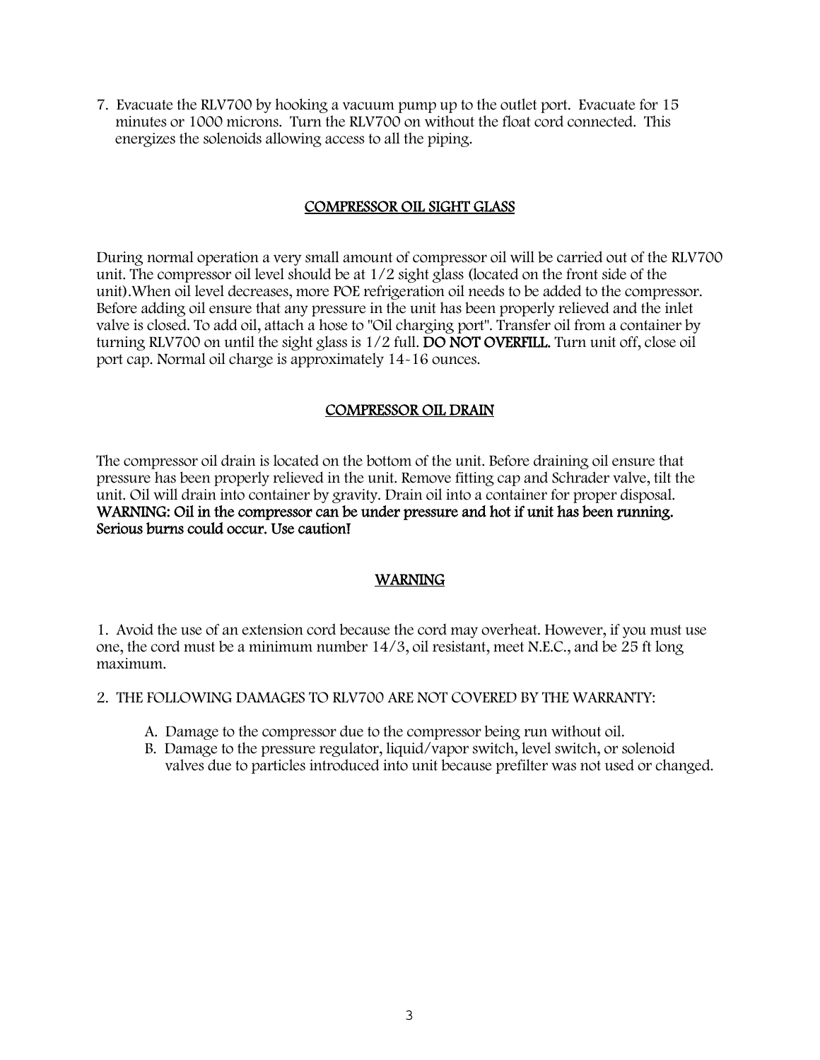7. Evacuate the RLV700 by hooking a vacuum pump up to the outlet port. Evacuate for 15 minutes or 1000 microns. Turn the RLV700 on without the float cord connected. This energizes the solenoids allowing access to all the piping.

## COMPRESSOR OIL SIGHT GLASS

During normal operation a very small amount of compressor oil will be carried out of the RLV700 unit. The compressor oil level should be at 1/2 sight glass (located on the front side of the unit).When oil level decreases, more POE refrigeration oil needs to be added to the compressor. Before adding oil ensure that any pressure in the unit has been properly relieved and the inlet valve is closed. To add oil, attach a hose to "Oil charging port". Transfer oil from a container by turning RLV700 on until the sight glass is 1/2 full. **DO NOT OVERFILL.** Turn unit off, close oil port cap. Normal oil charge is approximately 14-16 ounces.

## COMPRESSOR OIL DRAIN

The compressor oil drain is located on the bottom of the unit. Before draining oil ensure that pressure has been properly relieved in the unit. Remove fitting cap and Schrader valve, tilt the unit. Oil will drain into container by gravity. Drain oil into a container for proper disposal. **WARNING: Oil in the compressor can be under pressure and hot if unit has been running. Serious burns could occur. Use caution!**

## WARNING

1. Avoid the use of an extension cord because the cord may overheat. However, if you must use one, the cord must be a minimum number 14/3, oil resistant, meet N.E.C., and be 25 ft long maximum.

2. THE FOLLOWING DAMAGES TO RLV700 ARE NOT COVERED BY THE WARRANTY:

   A. Damage to the compressor due to the compressor being run without oil.
   B. Damage to the pressure regulator, liquid/vapor switch, level switch, or solenoid valves due to particles introduced into unit because prefilter was not used or changed.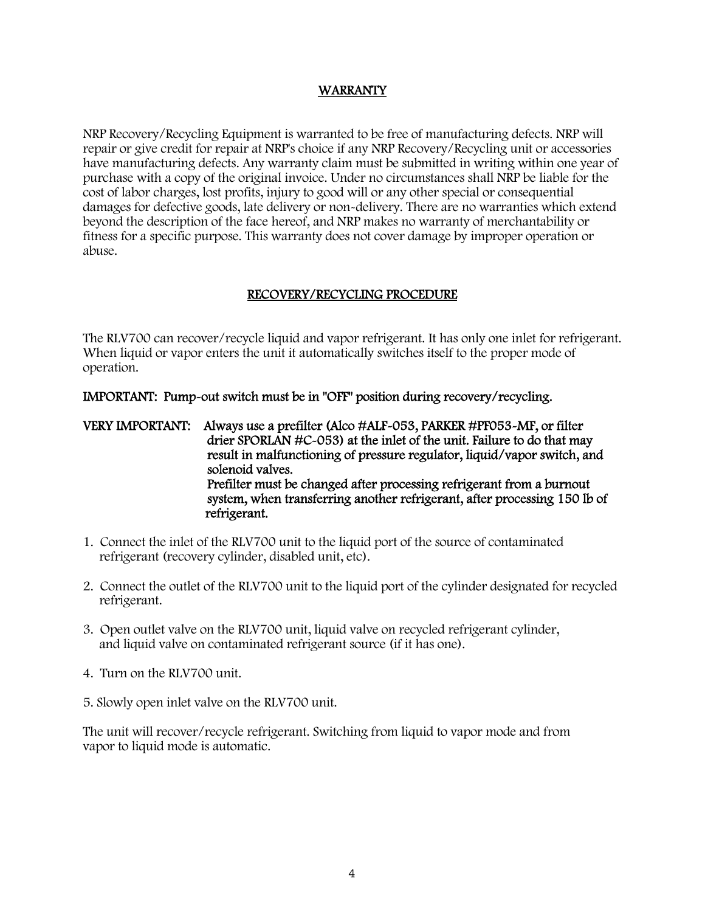## WARRANTY

NRP Recovery/Recycling Equipment is warranted to be free of manufacturing defects. NRP will repair or give credit for repair at NRP's choice if any NRP Recovery/Recycling unit or accessories have manufacturing defects. Any warranty claim must be submitted in writing within one year of purchase with a copy of the original invoice. Under no circumstances shall NRP be liable for the cost of labor charges, lost profits, injury to good will or any other special or consequential damages for defective goods, late delivery or non-delivery. There are no warranties which extend beyond the description of the face hereof, and NRP makes no warranty of merchantability or fitness for a specific purpose. This warranty does not cover damage by improper operation or abuse.

## RECOVERY/RECYCLING PROCEDURE

The RLV700 can recover/recycle liquid and vapor refrigerant. It has only one inlet for refrigerant. When liquid or vapor enters the unit it automatically switches itself to the proper mode of operation.

**IMPORTANT: Pump-out switch must be in "OFF" position during recovery/recycling.**

**VERY IMPORTANT: Always use a prefilter (Alco #ALF-053, PARKER #PF053-MF, or filter drier SPORLAN #C-053) at the inlet of the unit. Failure to do that may result in malfunctioning of pressure regulator, liquid/vapor switch, and solenoid valves.**
**Prefilter must be changed after processing refrigerant from a burnout system, when transferring another refrigerant, after processing 150 lb of refrigerant.**

1. Connect the inlet of the RLV700 unit to the liquid port of the source of contaminated refrigerant (recovery cylinder, disabled unit, etc).
2. Connect the outlet of the RLV700 unit to the liquid port of the cylinder designated for recycled refrigerant.
3. Open outlet valve on the RLV700 unit, liquid valve on recycled refrigerant cylinder, and liquid valve on contaminated refrigerant source (if it has one).
4. Turn on the RLV700 unit.
5. Slowly open inlet valve on the RLV700 unit.

The unit will recover/recycle refrigerant. Switching from liquid to vapor mode and from vapor to liquid mode is automatic.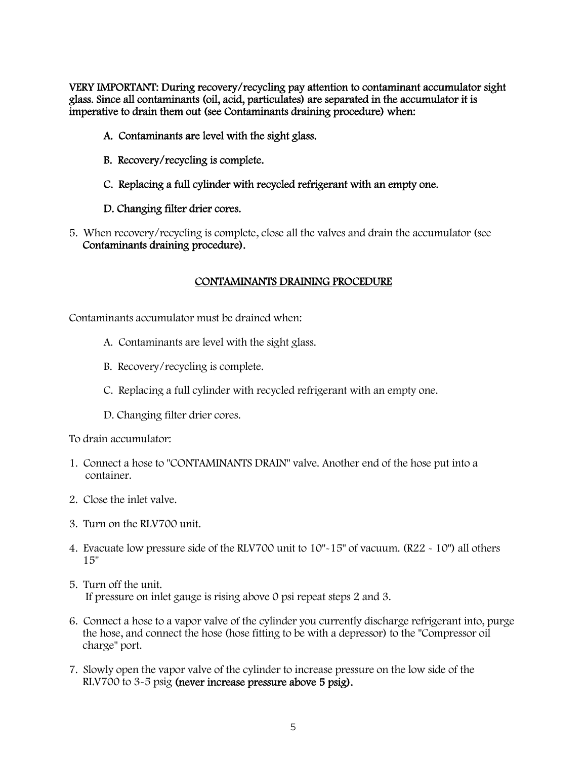**VERY IMPORTANT: During recovery/recycling pay attention to contaminant accumulator sight glass. Since all contaminants (oil, acid, particulates) are separated in the accumulator it is imperative to drain them out (see Contaminants draining procedure) when:**

**A. Contaminants are level with the sight glass.**

**B. Recovery/recycling is complete.**

**C. Replacing a full cylinder with recycled refrigerant with an empty one.**

**D. Changing filter drier cores.**

5. When recovery/recycling is complete, close all the valves and drain the accumulator (see **Contaminants draining procedure).**

## CONTAMINANTS DRAINING PROCEDURE

Contaminants accumulator must be drained when:

A. Contaminants are level with the sight glass.

B. Recovery/recycling is complete.

C. Replacing a full cylinder with recycled refrigerant with an empty one.

D. Changing filter drier cores.

To drain accumulator:

1. Connect a hose to "CONTAMINANTS DRAIN" valve. Another end of the hose put into a container.
2. Close the inlet valve.
3. Turn on the RLV700 unit.
4. Evacuate low pressure side of the RLV700 unit to 10"-15" of vacuum. (R22 - 10") all others 15"
5. Turn off the unit.
   If pressure on inlet gauge is rising above 0 psi repeat steps 2 and 3.
6. Connect a hose to a vapor valve of the cylinder you currently discharge refrigerant into, purge the hose, and connect the hose (hose fitting to be with a depressor) to the "Compressor oil charge" port.
7. Slowly open the vapor valve of the cylinder to increase pressure on the low side of the RLV700 to 3-5 psig **(never increase pressure above 5 psig).**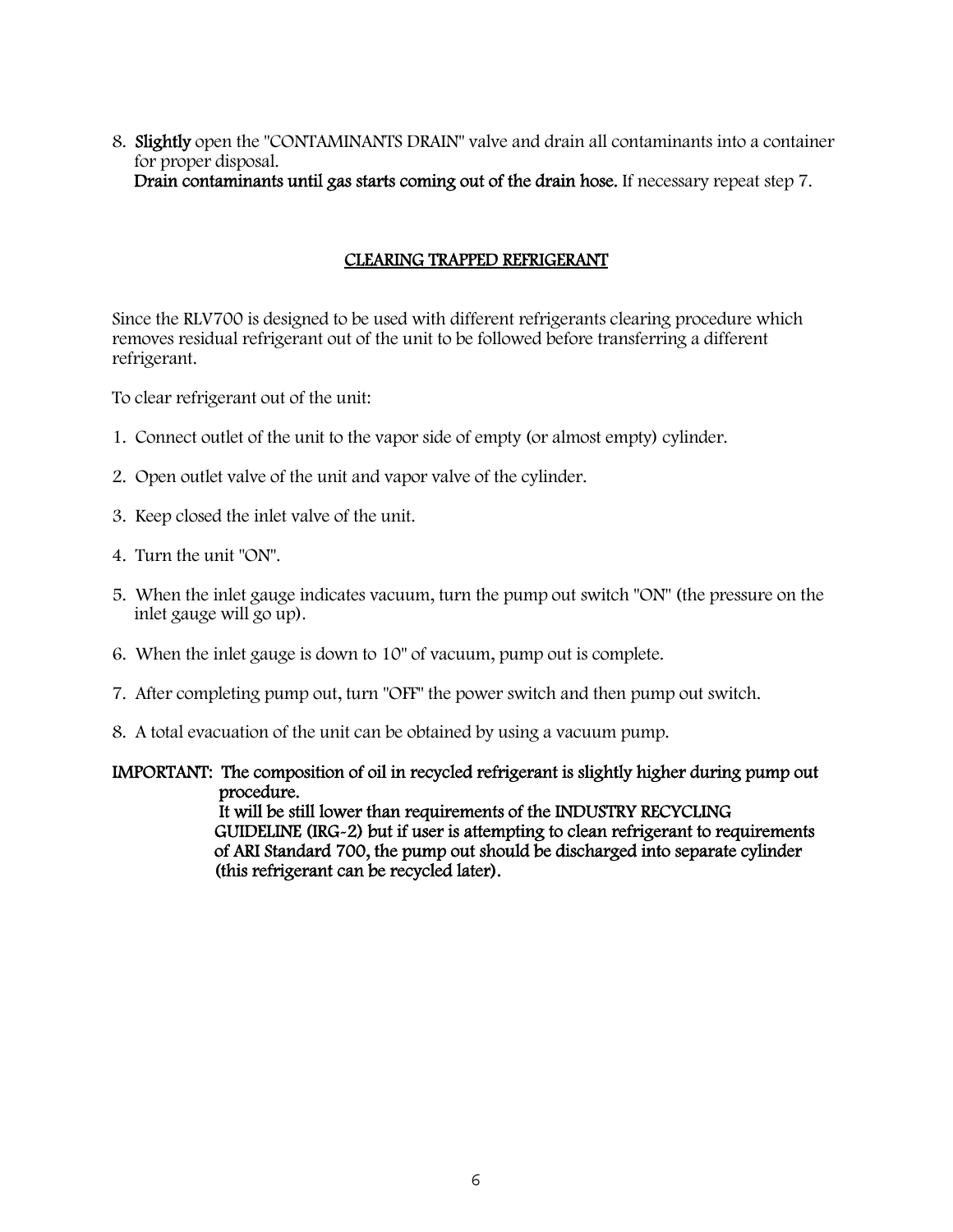8. **Slightly** open the "CONTAMINANTS DRAIN" valve and drain all contaminants into a container for proper disposal.
   **Drain contaminants until gas starts coming out of the drain hose.** If necessary repeat step 7.

## CLEARING TRAPPED REFRIGERANT

Since the RLV700 is designed to be used with different refrigerants clearing procedure which removes residual refrigerant out of the unit to be followed before transferring a different refrigerant.

To clear refrigerant out of the unit:

1. Connect outlet of the unit to the vapor side of empty (or almost empty) cylinder.

2. Open outlet valve of the unit and vapor valve of the cylinder.

3. Keep closed the inlet valve of the unit.

4. Turn the unit "ON".

5. When the inlet gauge indicates vacuum, turn the pump out switch "ON" (the pressure on the inlet gauge will go up).

6. When the inlet gauge is down to 10" of vacuum, pump out is complete.

7. After completing pump out, turn "OFF" the power switch and then pump out switch.

8. A total evacuation of the unit can be obtained by using a vacuum pump.

**IMPORTANT: The composition of oil in recycled refrigerant is slightly higher during pump out procedure.
It will be still lower than requirements of the INDUSTRY RECYCLING GUIDELINE (IRG-2) but if user is attempting to clean refrigerant to requirements of ARI Standard 700, the pump out should be discharged into separate cylinder (this refrigerant can be recycled later).**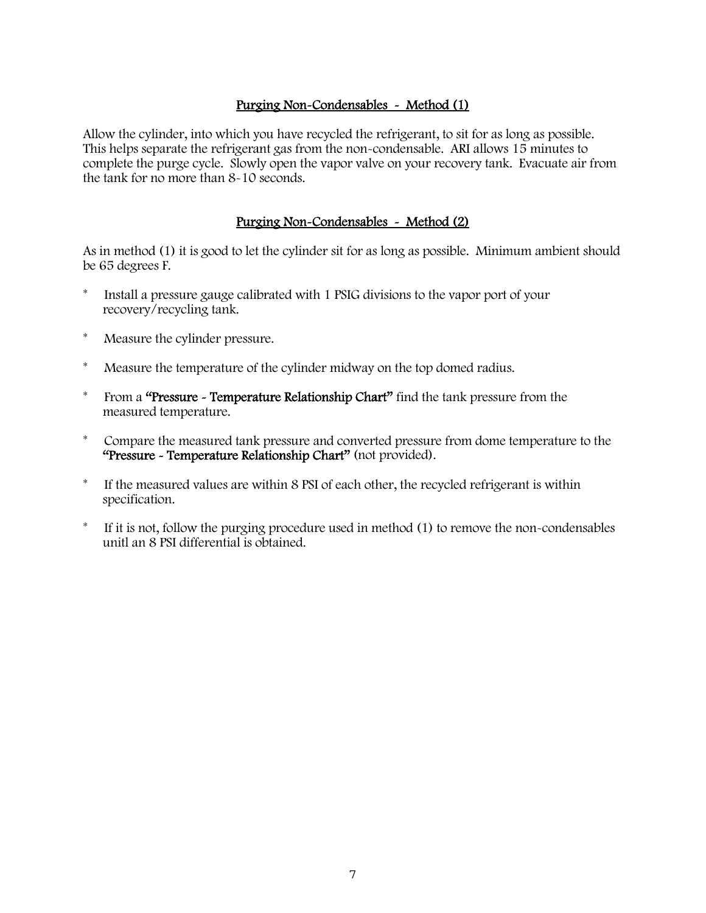## Purging Non-Condensables - Method (1)

Allow the cylinder, into which you have recycled the refrigerant, to sit for as long as possible. This helps separate the refrigerant gas from the non-condensable. ARI allows 15 minutes to complete the purge cycle. Slowly open the vapor valve on your recovery tank. Evacuate air from the tank for no more than 8-10 seconds.

## Purging Non-Condensables - Method (2)

As in method (1) it is good to let the cylinder sit for as long as possible. Minimum ambient should be 65 degrees F.

- Install a pressure gauge calibrated with 1 PSIG divisions to the vapor port of your recovery/recycling tank.
- Measure the cylinder pressure.
- Measure the temperature of the cylinder midway on the top domed radius.
- From a **"Pressure - Temperature Relationship Chart"** find the tank pressure from the measured temperature.
- Compare the measured tank pressure and converted pressure from dome temperature to the **"Pressure - Temperature Relationship Chart"** (not provided).
- If the measured values are within 8 PSI of each other, the recycled refrigerant is within specification.
- If it is not, follow the purging procedure used in method (1) to remove the non-condensables unitl an 8 PSI differential is obtained.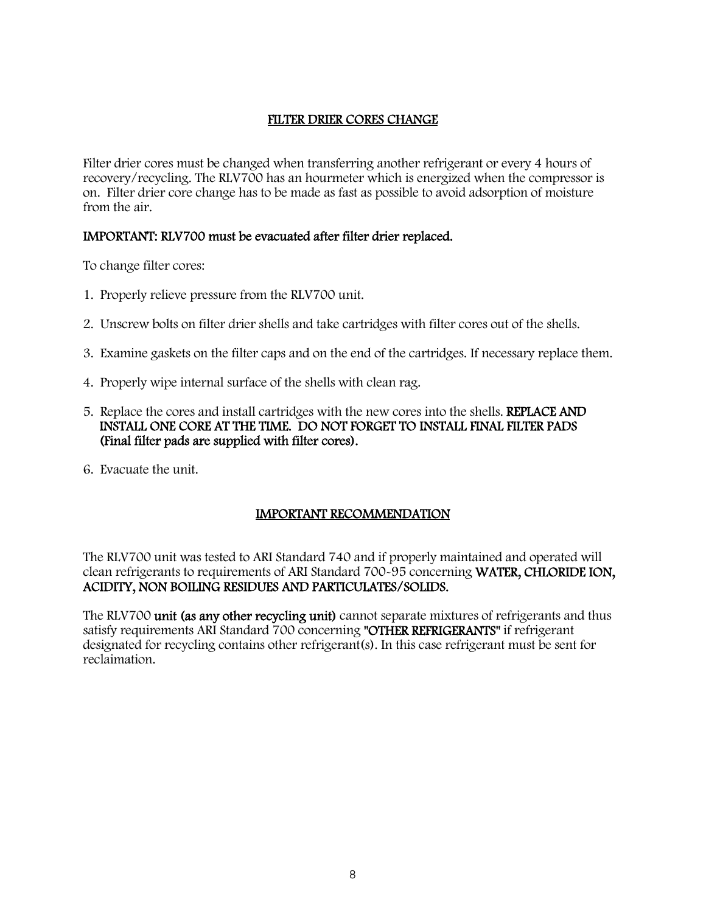## FILTER DRIER CORES CHANGE

Filter drier cores must be changed when transferring another refrigerant or every 4 hours of recovery/recycling. The RLV700 has an hourmeter which is energized when the compressor is on. Filter drier core change has to be made as fast as possible to avoid adsorption of moisture from the air.

**IMPORTANT: RLV700 must be evacuated after filter drier replaced.**

To change filter cores:

1. Properly relieve pressure from the RLV700 unit.
2. Unscrew bolts on filter drier shells and take cartridges with filter cores out of the shells.
3. Examine gaskets on the filter caps and on the end of the cartridges. If necessary replace them.
4. Properly wipe internal surface of the shells with clean rag.
5. Replace the cores and install cartridges with the new cores into the shells. **REPLACE AND INSTALL ONE CORE AT THE TIME. DO NOT FORGET TO INSTALL FINAL FILTER PADS (Final filter pads are supplied with filter cores).**
6. Evacuate the unit.

## IMPORTANT RECOMMENDATION

The RLV700 unit was tested to ARI Standard 740 and if properly maintained and operated will clean refrigerants to requirements of ARI Standard 700-95 concerning **WATER, CHLORIDE ION, ACIDITY, NON BOILING RESIDUES AND PARTICULATES/SOLIDS.**

The RLV700 **unit (as any other recycling unit)** cannot separate mixtures of refrigerants and thus satisfy requirements ARI Standard 700 concerning **"OTHER REFRIGERANTS"** if refrigerant designated for recycling contains other refrigerant(s). In this case refrigerant must be sent for reclaimation.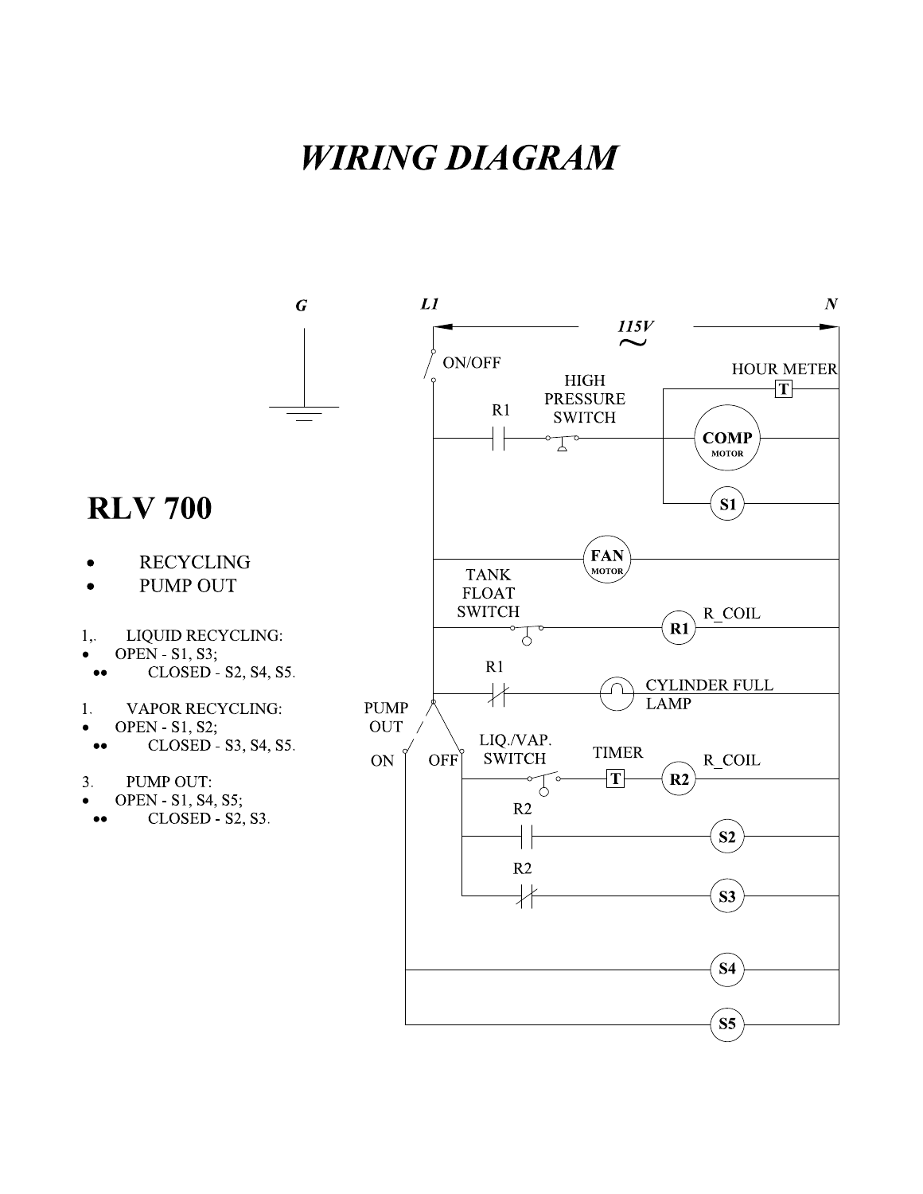# *WIRING DIAGRAM*

G    L1    115V ~    N

ON/OFF

R1    HIGH PRESSURE SWITCH    COMP MOTOR    HOUR METER T    S1

FAN MOTOR

TANK FLOAT SWITCH    R1 R_COIL

R1    CYLINDER FULL LAMP

PUMP OUT ON OFF    LIQ./VAP. SWITCH    TIMER T    R2 R_COIL

R2    S2

R2    S3

S4

S5

## RLV 700

- RECYCLING
- PUMP OUT

1,. LIQUID RECYCLING:

- OPEN - S1, S3;
- •• CLOSED - S2, S4, S5.

1. VAPOR RECYCLING:

- OPEN - S1, S2;
- •• CLOSED - S3, S4, S5.

3. PUMP OUT:

- OPEN - S1, S4, S5;
- •• CLOSED - S2, S3.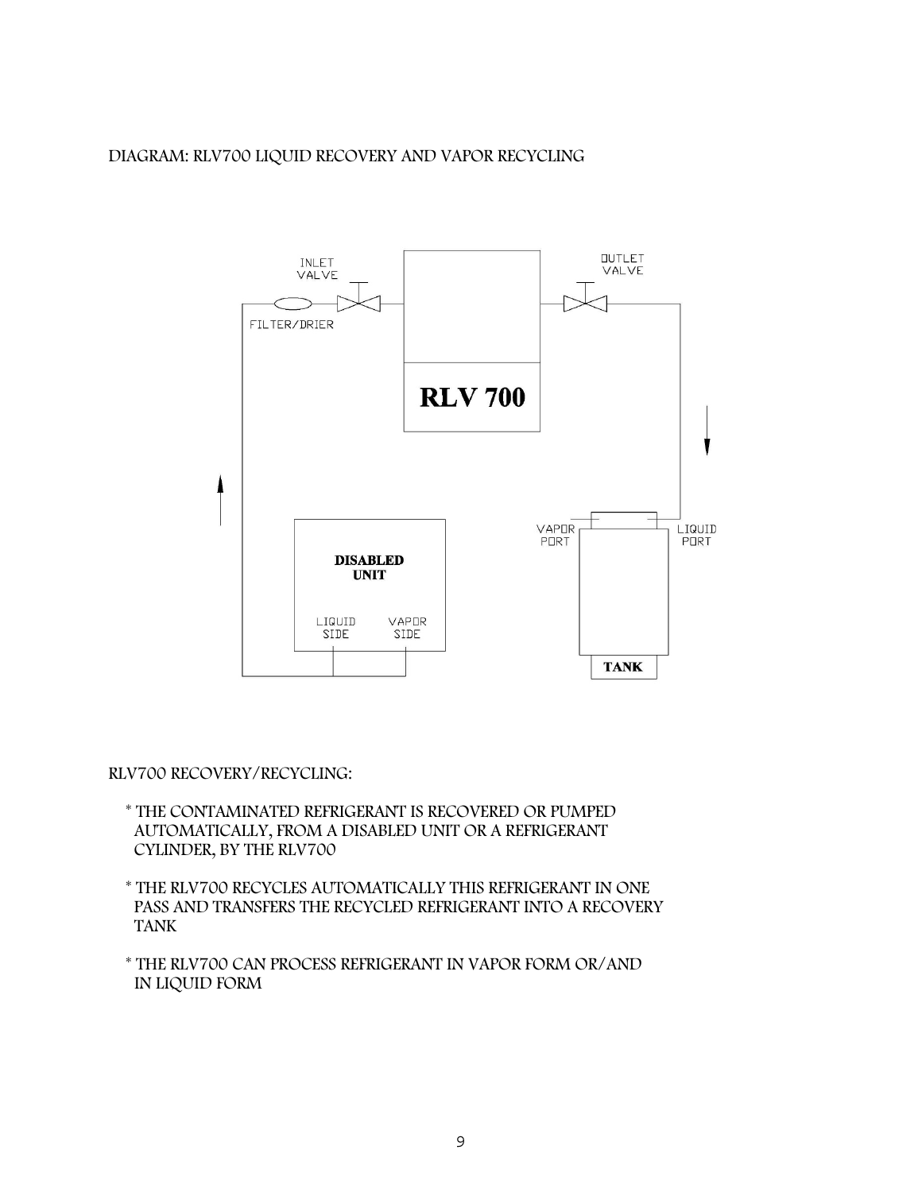DIAGRAM: RLV700 LIQUID RECOVERY AND VAPOR RECYCLING

INLET VALVE

OUTLET VALVE

FILTER/DRIER

RLV 700

DISABLED UNIT

LIQUID SIDE

VAPOR SIDE

VAPOR PORT

LIQUID PORT

TANK

RLV700 RECOVERY/RECYCLING:

* THE CONTAMINATED REFRIGERANT IS RECOVERED OR PUMPED AUTOMATICALLY, FROM A DISABLED UNIT OR A REFRIGERANT CYLINDER, BY THE RLV700

* THE RLV700 RECYCLES AUTOMATICALLY THIS REFRIGERANT IN ONE PASS AND TRANSFERS THE RECYCLED REFRIGERANT INTO A RECOVERY TANK

* THE RLV700 CAN PROCESS REFRIGERANT IN VAPOR FORM OR/AND IN LIQUID FORM